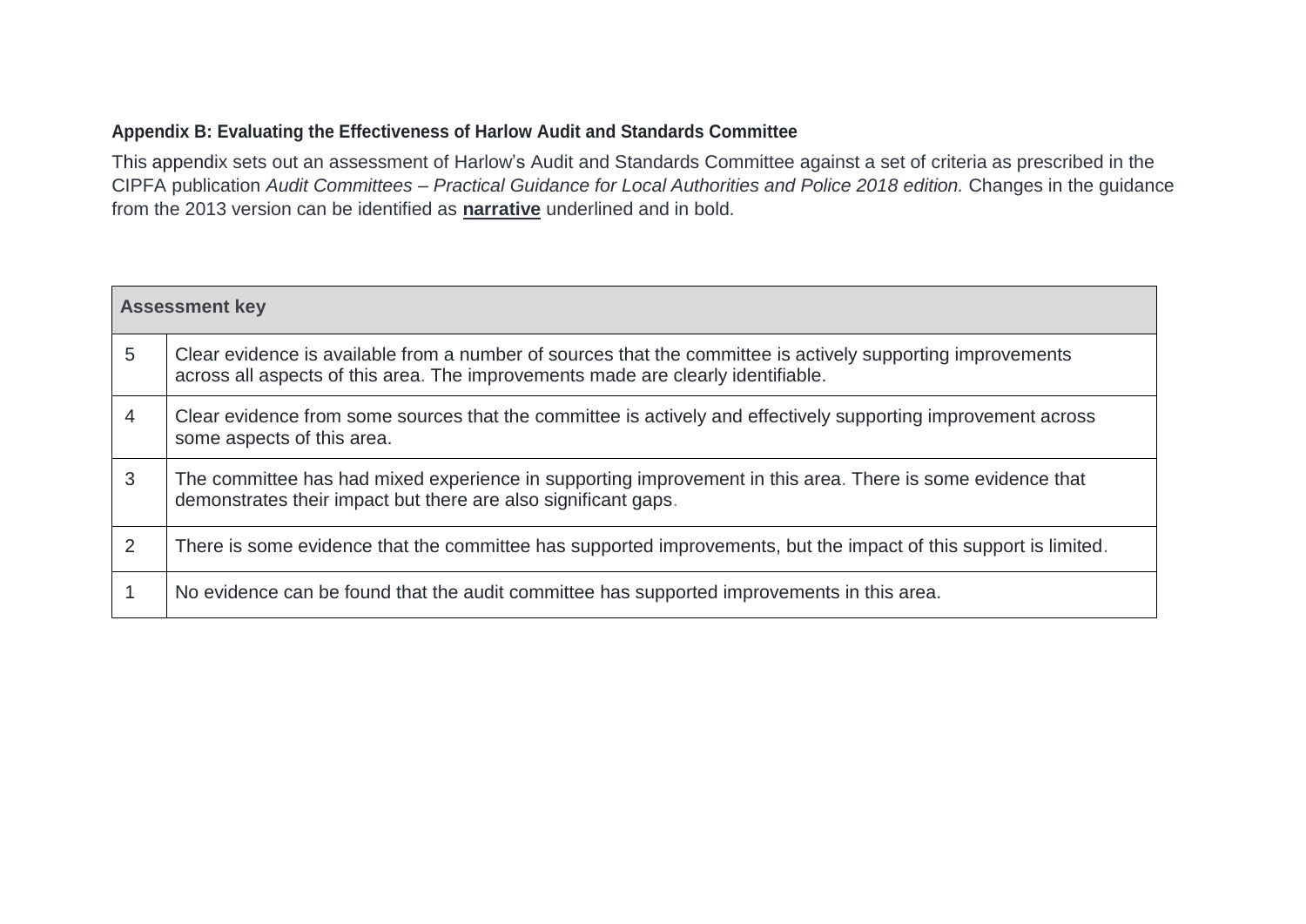**Appendix B: Evaluating the Effectiveness of Harlow Audit and Standards Committee**

This appendix sets out an assessment of Harlow's Audit and Standards Committee against a set of criteria as prescribed in the CIPFA publication *Audit Committees – Practical Guidance for Local Authorities and Police 2018 edition.* Changes in the guidance from the 2013 version can be identified as **narrative** underlined and in bold.

| **Assessment key** | |
|---|---|
| 5 | Clear evidence is available from a number of sources that the committee is actively supporting improvements across all aspects of this area. The improvements made are clearly identifiable. |
| 4 | Clear evidence from some sources that the committee is actively and effectively supporting improvement across some aspects of this area. |
| 3 | The committee has had mixed experience in supporting improvement in this area. There is some evidence that demonstrates their impact but there are also significant gaps. |
| 2 | There is some evidence that the committee has supported improvements, but the impact of this support is limited. |
| 1 | No evidence can be found that the audit committee has supported improvements in this area. |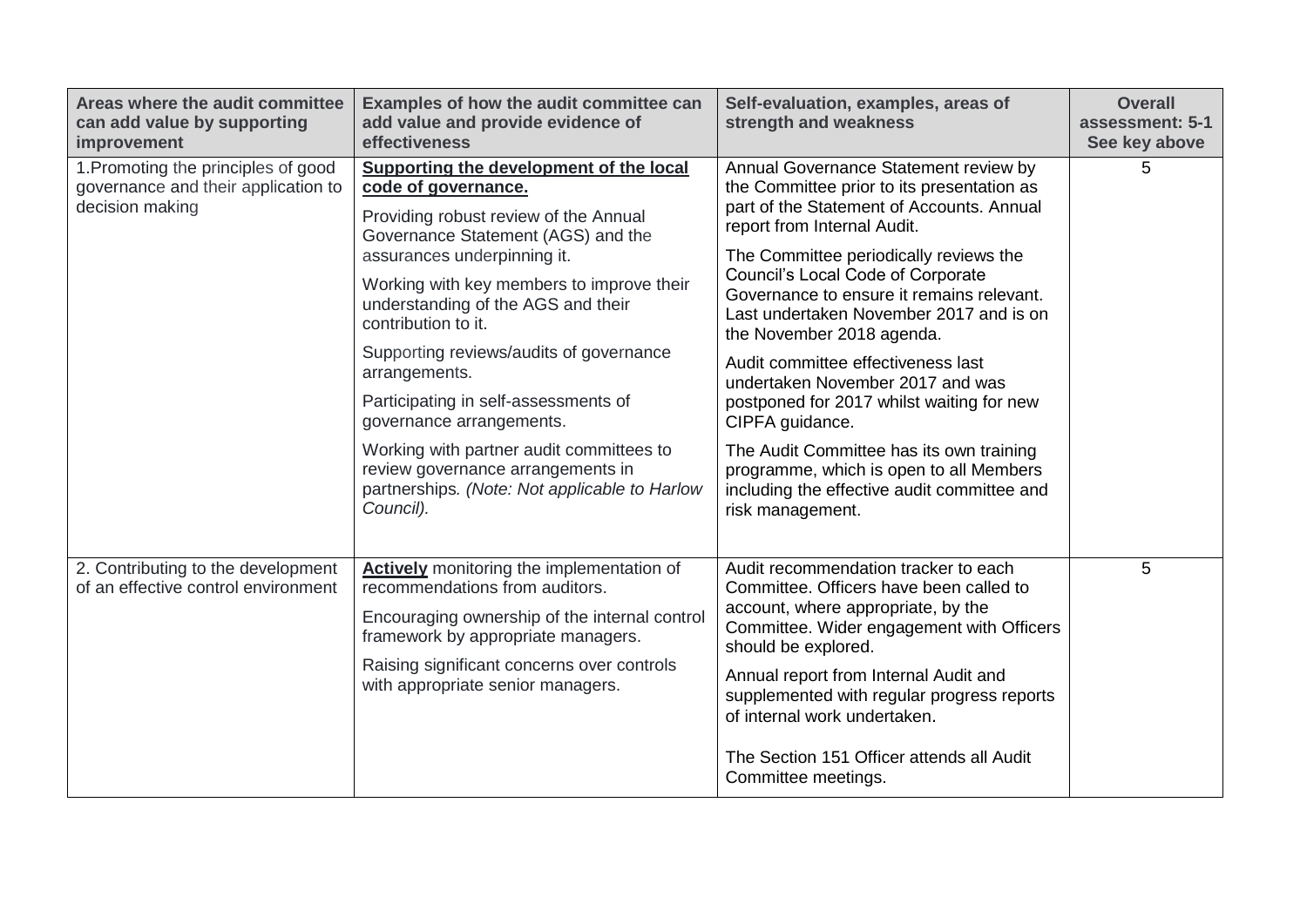| Areas where the audit committee can add value by supporting improvement | Examples of how the audit committee can add value and provide evidence of effectiveness | Self-evaluation, examples, areas of strength and weakness | Overall assessment: 5-1 See key above |
|---|---|---|---|
| 1.Promoting the principles of good governance and their application to decision making | **Supporting the development of the local code of governance.**<br><br>Providing robust review of the Annual Governance Statement (AGS) and the assurances underpinning it.<br><br>Working with key members to improve their understanding of the AGS and their contribution to it.<br><br>Supporting reviews/audits of governance arrangements.<br><br>Participating in self-assessments of governance arrangements.<br><br>Working with partner audit committees to review governance arrangements in partnerships*. (Note: Not applicable to Harlow Council).* | Annual Governance Statement review by the Committee prior to its presentation as part of the Statement of Accounts. Annual report from Internal Audit.<br><br>The Committee periodically reviews the Council's Local Code of Corporate Governance to ensure it remains relevant. Last undertaken November 2017 and is on the November 2018 agenda.<br><br>Audit committee effectiveness last undertaken November 2017 and was postponed for 2017 whilst waiting for new CIPFA guidance.<br><br>The Audit Committee has its own training programme, which is open to all Members including the effective audit committee and risk management. | 5 |
| 2. Contributing to the development of an effective control environment | **Actively** monitoring the implementation of recommendations from auditors.<br><br>Encouraging ownership of the internal control framework by appropriate managers.<br><br>Raising significant concerns over controls with appropriate senior managers. | Audit recommendation tracker to each Committee. Officers have been called to account, where appropriate, by the Committee. Wider engagement with Officers should be explored.<br><br>Annual report from Internal Audit and supplemented with regular progress reports of internal work undertaken.<br><br>The Section 151 Officer attends all Audit Committee meetings. | 5 |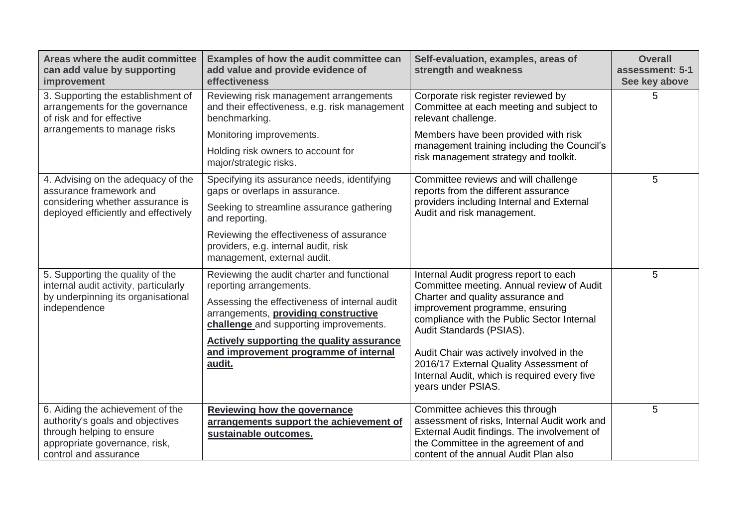| Areas where the audit committee can add value by supporting improvement | Examples of how the audit committee can add value and provide evidence of effectiveness | Self-evaluation, examples, areas of strength and weakness | Overall assessment: 5-1 See key above |
|---|---|---|---|
| 3. Supporting the establishment of arrangements for the governance of risk and for effective arrangements to manage risks | Reviewing risk management arrangements and their effectiveness, e.g. risk management benchmarking.<br><br>Monitoring improvements.<br><br>Holding risk owners to account for major/strategic risks. | Corporate risk register reviewed by Committee at each meeting and subject to relevant challenge.<br><br>Members have been provided with risk management training including the Council's risk management strategy and toolkit. | 5 |
| 4. Advising on the adequacy of the assurance framework and considering whether assurance is deployed efficiently and effectively | Specifying its assurance needs, identifying gaps or overlaps in assurance.<br><br>Seeking to streamline assurance gathering and reporting.<br><br>Reviewing the effectiveness of assurance providers, e.g. internal audit, risk management, external audit. | Committee reviews and will challenge reports from the different assurance providers including Internal and External Audit and risk management. | 5 |
| 5. Supporting the quality of the internal audit activity, particularly by underpinning its organisational independence | Reviewing the audit charter and functional reporting arrangements.<br><br>Assessing the effectiveness of internal audit arrangements, **providing constructive challenge** and supporting improvements.<br><br>**Actively supporting the quality assurance and improvement programme of internal audit.** | Internal Audit progress report to each Committee meeting. Annual review of Audit Charter and quality assurance and improvement programme, ensuring compliance with the Public Sector Internal Audit Standards (PSIAS).<br><br>Audit Chair was actively involved in the 2016/17 External Quality Assessment of Internal Audit, which is required every five years under PSIAS. | 5 |
| 6. Aiding the achievement of the authority's goals and objectives through helping to ensure appropriate governance, risk, control and assurance | **Reviewing how the governance arrangements support the achievement of sustainable outcomes.** | Committee achieves this through assessment of risks, Internal Audit work and External Audit findings. The involvement of the Committee in the agreement of and content of the annual Audit Plan also | 5 |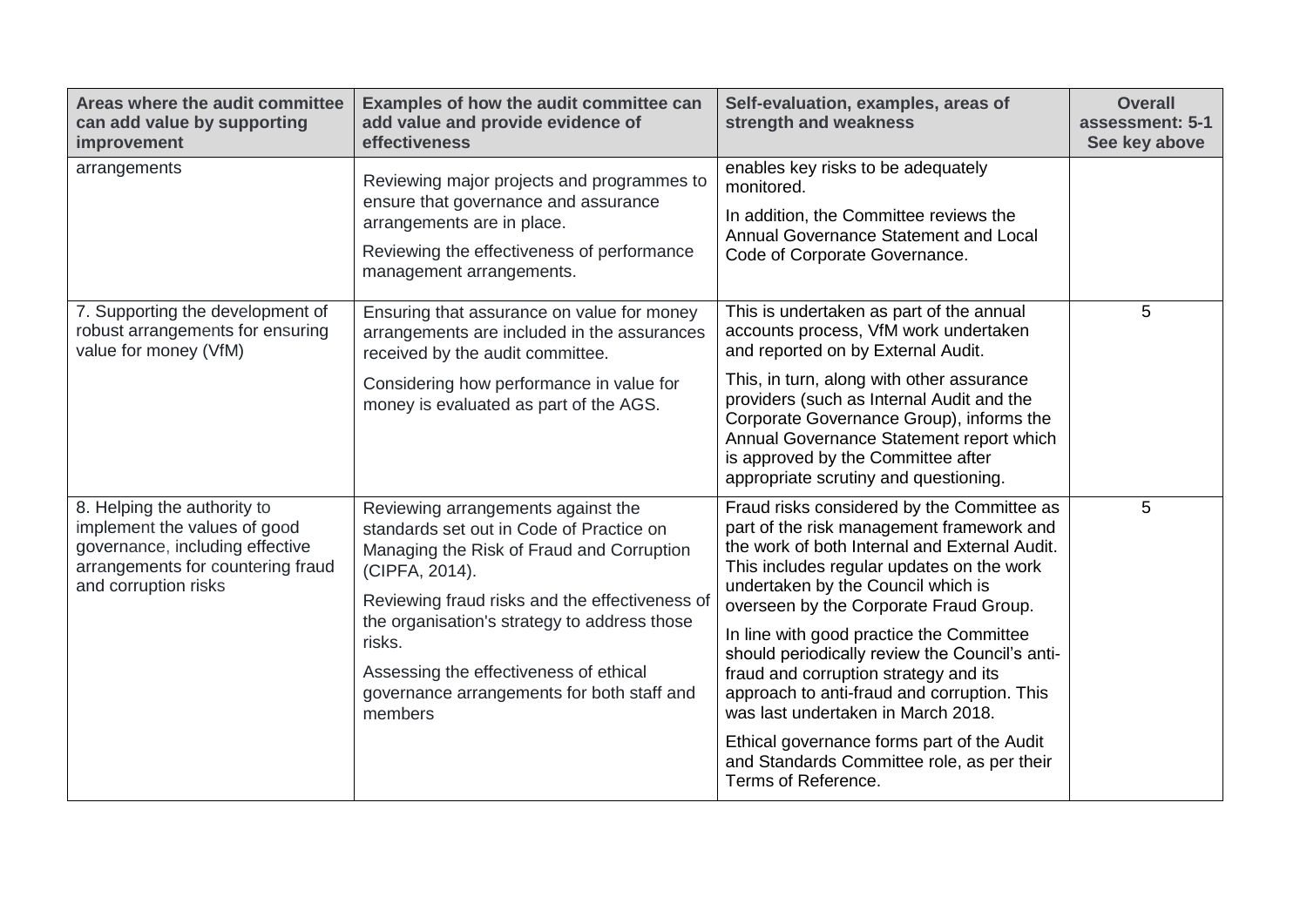| Areas where the audit committee can add value by supporting improvement | Examples of how the audit committee can add value and provide evidence of effectiveness | Self-evaluation, examples, areas of strength and weakness | Overall assessment: 5-1 See key above |
|---|---|---|---|
| arrangements | Reviewing major projects and programmes to ensure that governance and assurance arrangements are in place.<br><br>Reviewing the effectiveness of performance management arrangements. | enables key risks to be adequately monitored.<br><br>In addition, the Committee reviews the Annual Governance Statement and Local Code of Corporate Governance. | |
| 7. Supporting the development of robust arrangements for ensuring value for money (VfM) | Ensuring that assurance on value for money arrangements are included in the assurances received by the audit committee.<br><br>Considering how performance in value for money is evaluated as part of the AGS. | This is undertaken as part of the annual accounts process, VfM work undertaken and reported on by External Audit.<br><br>This, in turn, along with other assurance providers (such as Internal Audit and the Corporate Governance Group), informs the Annual Governance Statement report which is approved by the Committee after appropriate scrutiny and questioning. | 5 |
| 8. Helping the authority to implement the values of good governance, including effective arrangements for countering fraud and corruption risks | Reviewing arrangements against the standards set out in Code of Practice on Managing the Risk of Fraud and Corruption (CIPFA, 2014).<br><br>Reviewing fraud risks and the effectiveness of the organisation's strategy to address those risks.<br><br>Assessing the effectiveness of ethical governance arrangements for both staff and members | Fraud risks considered by the Committee as part of the risk management framework and the work of both Internal and External Audit. This includes regular updates on the work undertaken by the Council which is overseen by the Corporate Fraud Group.<br><br>In line with good practice the Committee should periodically review the Council's anti-fraud and corruption strategy and its approach to anti-fraud and corruption. This was last undertaken in March 2018.<br><br>Ethical governance forms part of the Audit and Standards Committee role, as per their Terms of Reference. | 5 |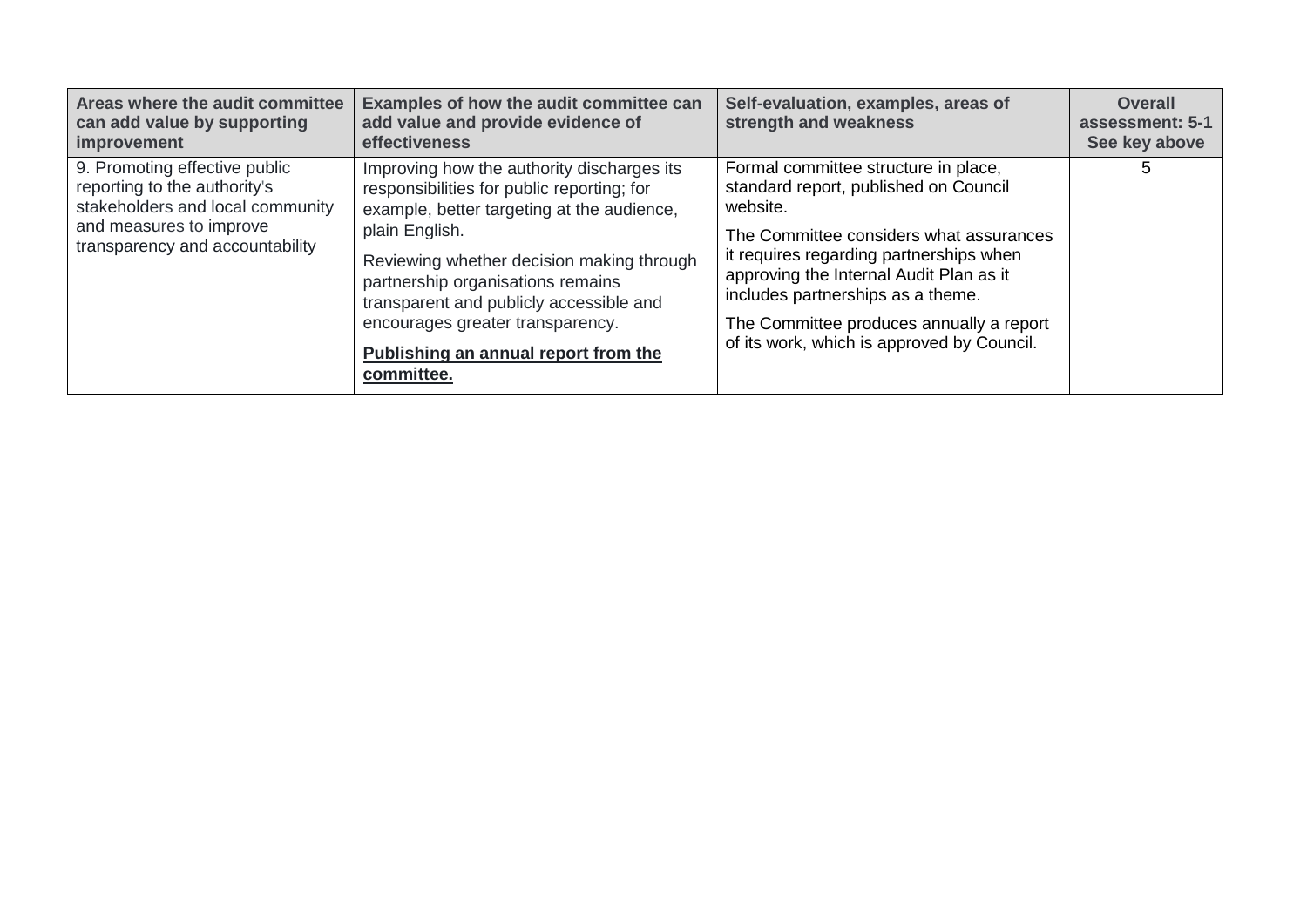| Areas where the audit committee can add value by supporting improvement | Examples of how the audit committee can add value and provide evidence of effectiveness | Self-evaluation, examples, areas of strength and weakness | Overall assessment: 5-1 See key above |
|---|---|---|---|
| 9. Promoting effective public reporting to the authority's stakeholders and local community and measures to improve transparency and accountability | Improving how the authority discharges its responsibilities for public reporting; for example, better targeting at the audience, plain English.<br><br>Reviewing whether decision making through partnership organisations remains transparent and publicly accessible and encourages greater transparency.<br><br>**Publishing an annual report from the committee.** | Formal committee structure in place, standard report, published on Council website.<br><br>The Committee considers what assurances it requires regarding partnerships when approving the Internal Audit Plan as it includes partnerships as a theme.<br><br>The Committee produces annually a report of its work, which is approved by Council. | 5 |